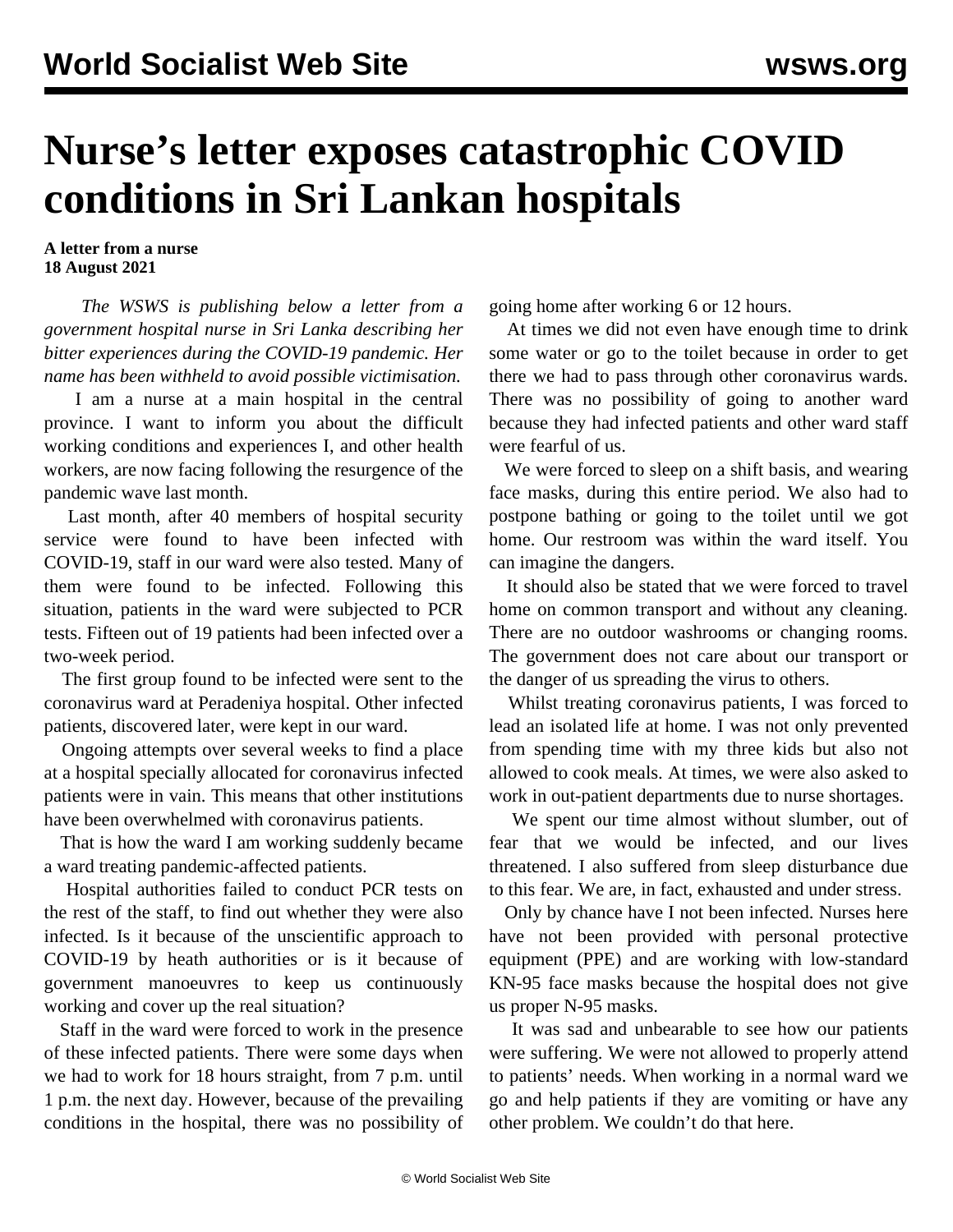# Nurse's letter exposes catastrophic COVID conditions in Sri Lankan hospitals

**A letter from a nurse**
**18 August 2021**

*The WSWS is publishing below a letter from a government hospital nurse in Sri Lanka describing her bitter experiences during the COVID-19 pandemic. Her name has been withheld to avoid possible victimisation.*

I am a nurse at a main hospital in the central province. I want to inform you about the difficult working conditions and experiences I, and other health workers, are now facing following the resurgence of the pandemic wave last month.

Last month, after 40 members of hospital security service were found to have been infected with COVID-19, staff in our ward were also tested. Many of them were found to be infected. Following this situation, patients in the ward were subjected to PCR tests. Fifteen out of 19 patients had been infected over a two-week period.

The first group found to be infected were sent to the coronavirus ward at Peradeniya hospital. Other infected patients, discovered later, were kept in our ward.

Ongoing attempts over several weeks to find a place at a hospital specially allocated for coronavirus infected patients were in vain. This means that other institutions have been overwhelmed with coronavirus patients.

That is how the ward I am working suddenly became a ward treating pandemic-affected patients.

Hospital authorities failed to conduct PCR tests on the rest of the staff, to find out whether they were also infected. Is it because of the unscientific approach to COVID-19 by heath authorities or is it because of government manoeuvres to keep us continuously working and cover up the real situation?

Staff in the ward were forced to work in the presence of these infected patients. There were some days when we had to work for 18 hours straight, from 7 p.m. until 1 p.m. the next day. However, because of the prevailing conditions in the hospital, there was no possibility of going home after working 6 or 12 hours.

At times we did not even have enough time to drink some water or go to the toilet because in order to get there we had to pass through other coronavirus wards. There was no possibility of going to another ward because they had infected patients and other ward staff were fearful of us.

We were forced to sleep on a shift basis, and wearing face masks, during this entire period. We also had to postpone bathing or going to the toilet until we got home. Our restroom was within the ward itself. You can imagine the dangers.

It should also be stated that we were forced to travel home on common transport and without any cleaning. There are no outdoor washrooms or changing rooms. The government does not care about our transport or the danger of us spreading the virus to others.

Whilst treating coronavirus patients, I was forced to lead an isolated life at home. I was not only prevented from spending time with my three kids but also not allowed to cook meals. At times, we were also asked to work in out-patient departments due to nurse shortages.

We spent our time almost without slumber, out of fear that we would be infected, and our lives threatened. I also suffered from sleep disturbance due to this fear. We are, in fact, exhausted and under stress.

Only by chance have I not been infected. Nurses here have not been provided with personal protective equipment (PPE) and are working with low-standard KN-95 face masks because the hospital does not give us proper N-95 masks.

It was sad and unbearable to see how our patients were suffering. We were not allowed to properly attend to patients' needs. When working in a normal ward we go and help patients if they are vomiting or have any other problem. We couldn't do that here.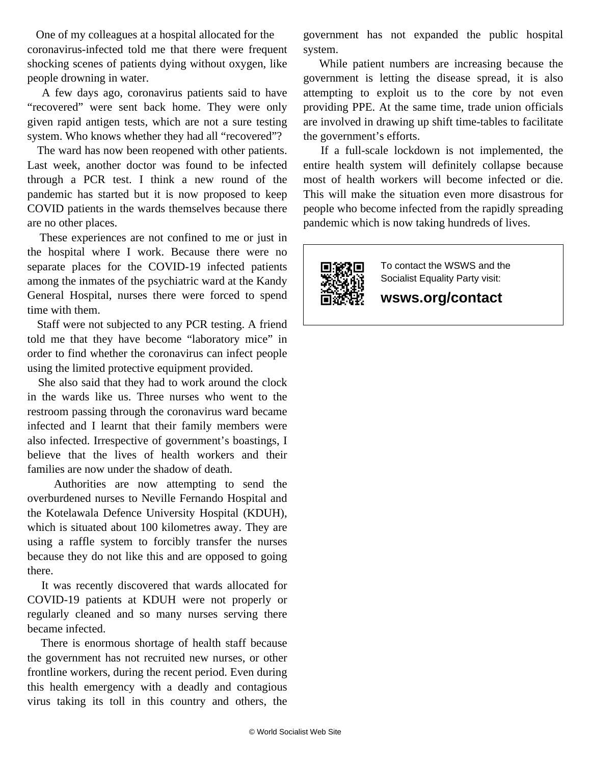One of my colleagues at a hospital allocated for the coronavirus-infected told me that there were frequent shocking scenes of patients dying without oxygen, like people drowning in water.

A few days ago, coronavirus patients said to have "recovered" were sent back home. They were only given rapid antigen tests, which are not a sure testing system. Who knows whether they had all "recovered"?

The ward has now been reopened with other patients. Last week, another doctor was found to be infected through a PCR test. I think a new round of the pandemic has started but it is now proposed to keep COVID patients in the wards themselves because there are no other places.

These experiences are not confined to me or just in the hospital where I work. Because there were no separate places for the COVID-19 infected patients among the inmates of the psychiatric ward at the Kandy General Hospital, nurses there were forced to spend time with them.

Staff were not subjected to any PCR testing. A friend told me that they have become "laboratory mice" in order to find whether the coronavirus can infect people using the limited protective equipment provided.

She also said that they had to work around the clock in the wards like us. Three nurses who went to the restroom passing through the coronavirus ward became infected and I learnt that their family members were also infected. Irrespective of government's boastings, I believe that the lives of health workers and their families are now under the shadow of death.

Authorities are now attempting to send the overburdened nurses to Neville Fernando Hospital and the Kotelawala Defence University Hospital (KDUH), which is situated about 100 kilometres away. They are using a raffle system to forcibly transfer the nurses because they do not like this and are opposed to going there.

It was recently discovered that wards allocated for COVID-19 patients at KDUH were not properly or regularly cleaned and so many nurses serving there became infected.

There is enormous shortage of health staff because the government has not recruited new nurses, or other frontline workers, during the recent period. Even during this health emergency with a deadly and contagious virus taking its toll in this country and others, the government has not expanded the public hospital system.

While patient numbers are increasing because the government is letting the disease spread, it is also attempting to exploit us to the core by not even providing PPE. At the same time, trade union officials are involved in drawing up shift time-tables to facilitate the government's efforts.

If a full-scale lockdown is not implemented, the entire health system will definitely collapse because most of health workers will become infected or die. This will make the situation even more disastrous for people who become infected from the rapidly spreading pandemic which is now taking hundreds of lives.

To contact the WSWS and the Socialist Equality Party visit:

**wsws.org/contact**